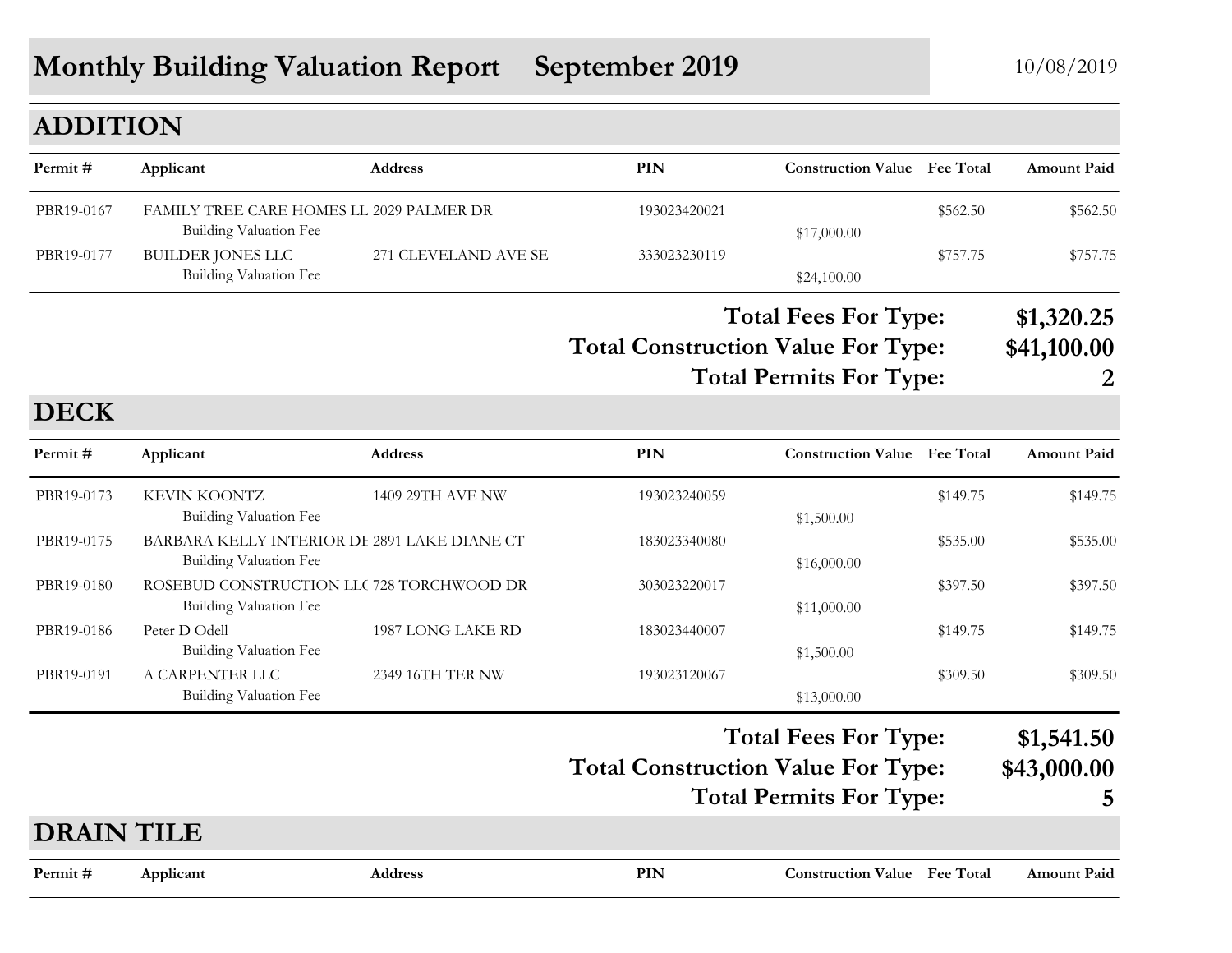# Monthly Building Valuation Report September 2019

10/08/2019

## ADDITION

| Permit # | Applicant | Address | PIN | Construction Value | Fee Total | Amount Paid |
|---|---|---|---|---|---|---|
| PBR19-0167 | FAMILY TREE CARE HOMES LL | 2029 PALMER DR | 193023420021 | | $562.50 | $562.50 |
| | Building Valuation Fee | | | $17,000.00 | | |
| PBR19-0177 | BUILDER JONES LLC | 271 CLEVELAND AVE SE | 333023230119 | | $757.75 | $757.75 |
| | Building Valuation Fee | | | $24,100.00 | | |

**Total Fees For Type:** **$1,320.25**

**Total Construction Value For Type:** **$41,100.00**

**Total Permits For Type:** **2**

## DECK

| Permit # | Applicant | Address | PIN | Construction Value | Fee Total | Amount Paid |
|---|---|---|---|---|---|---|
| PBR19-0173 | KEVIN KOONTZ | 1409 29TH AVE NW | 193023240059 | | $149.75 | $149.75 |
| | Building Valuation Fee | | | $1,500.00 | | |
| PBR19-0175 | BARBARA KELLY INTERIOR DE | 2891 LAKE DIANE CT | 183023340080 | | $535.00 | $535.00 |
| | Building Valuation Fee | | | $16,000.00 | | |
| PBR19-0180 | ROSEBUD CONSTRUCTION LLC | 728 TORCHWOOD DR | 303023220017 | | $397.50 | $397.50 |
| | Building Valuation Fee | | | $11,000.00 | | |
| PBR19-0186 | Peter D Odell | 1987 LONG LAKE RD | 183023440007 | | $149.75 | $149.75 |
| | Building Valuation Fee | | | $1,500.00 | | |
| PBR19-0191 | A CARPENTER LLC | 2349 16TH TER NW | 193023120067 | | $309.50 | $309.50 |
| | Building Valuation Fee | | | $13,000.00 | | |

**Total Fees For Type:** **$1,541.50**

**Total Construction Value For Type:** **$43,000.00**

**Total Permits For Type:** **5**

## DRAIN TILE

| Permit # | Applicant | Address | PIN | Construction Value | Fee Total | Amount Paid |
|---|---|---|---|---|---|---|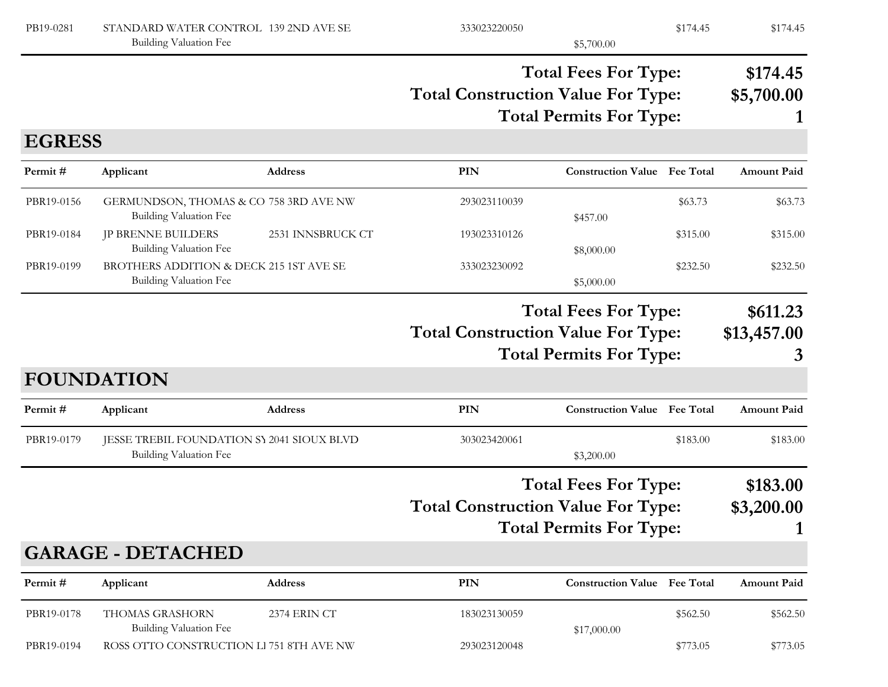| Permit # | Applicant | Address | PIN | Construction Value | Fee Total | Amount Paid |
|---|---|---|---|---|---|---|
| PB19-0281 | STANDARD WATER CONTROL | 139 2ND AVE SE | 333023220050 | | $174.45 | $174.45 |
| | Building Valuation Fee | | | $5,700.00 | | |

**Total Fees For Type: $174.45**
**Total Construction Value For Type: $5,700.00**
**Total Permits For Type: 1**

## EGRESS

| Permit # | Applicant | Address | PIN | Construction Value | Fee Total | Amount Paid |
|---|---|---|---|---|---|---|
| PBR19-0156 | GERMUNDSON, THOMAS & CO | 758 3RD AVE NW | 293023110039 | | $63.73 | $63.73 |
| | Building Valuation Fee | | | $457.00 | | |
| PBR19-0184 | JP BRENNE BUILDERS | 2531 INNSBRUCK CT | 193023310126 | | $315.00 | $315.00 |
| | Building Valuation Fee | | | $8,000.00 | | |
| PBR19-0199 | BROTHERS ADDITION & DECK | 215 1ST AVE SE | 333023230092 | | $232.50 | $232.50 |
| | Building Valuation Fee | | | $5,000.00 | | |

**Total Fees For Type: $611.23**
**Total Construction Value For Type: $13,457.00**
**Total Permits For Type: 3**

## FOUNDATION

| Permit # | Applicant | Address | PIN | Construction Value | Fee Total | Amount Paid |
|---|---|---|---|---|---|---|
| PBR19-0179 | JESSE TREBIL FOUNDATION SY | 2041 SIOUX BLVD | 303023420061 | | $183.00 | $183.00 |
| | Building Valuation Fee | | | $3,200.00 | | |

**Total Fees For Type: $183.00**
**Total Construction Value For Type: $3,200.00**
**Total Permits For Type: 1**

## GARAGE - DETACHED

| Permit # | Applicant | Address | PIN | Construction Value | Fee Total | Amount Paid |
|---|---|---|---|---|---|---|
| PBR19-0178 | THOMAS GRASHORN | 2374 ERIN CT | 183023130059 | | $562.50 | $562.50 |
| | Building Valuation Fee | | | $17,000.00 | | |
| PBR19-0194 | ROSS OTTO CONSTRUCTION LI | 751 8TH AVE NW | 293023120048 | | $773.05 | $773.05 |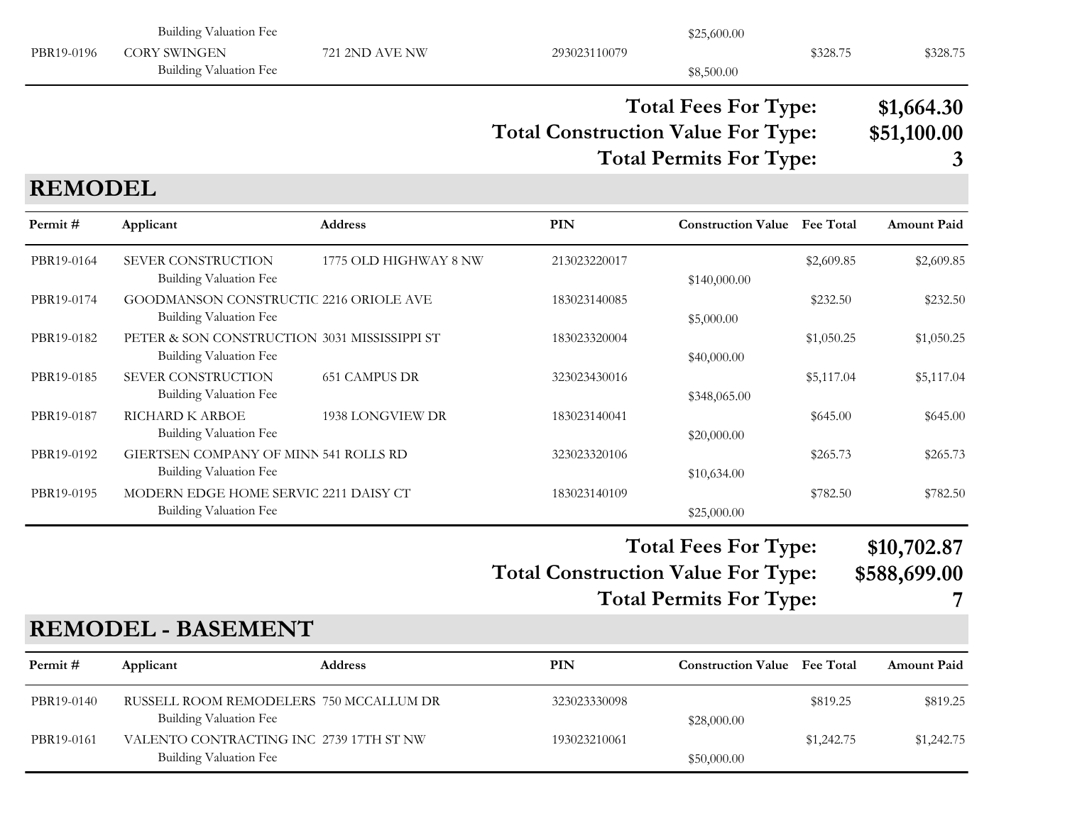| Permit # | Applicant | Address | PIN | Construction Value | Fee Total | Amount Paid |
|---|---|---|---|---|---|---|
| | Building Valuation Fee | | | $25,600.00 | | |
| PBR19-0196 | CORY SWINGEN | 721 2ND AVE NW | 293023110079 | | $328.75 | $328.75 |
| | Building Valuation Fee | | | $8,500.00 | | |

**Total Fees For Type: $1,664.30**

**Total Construction Value For Type: $51,100.00**

**Total Permits For Type: 3**

## REMODEL

| Permit # | Applicant | Address | PIN | Construction Value | Fee Total | Amount Paid |
|---|---|---|---|---|---|---|
| PBR19-0164 | SEVER CONSTRUCTION | 1775 OLD HIGHWAY 8 NW | 213023220017 | | $2,609.85 | $2,609.85 |
| | Building Valuation Fee | | | $140,000.00 | | |
| PBR19-0174 | GOODMANSON CONSTRUCTIC | 2216 ORIOLE AVE | 183023140085 | | $232.50 | $232.50 |
| | Building Valuation Fee | | | $5,000.00 | | |
| PBR19-0182 | PETER & SON CONSTRUCTION | 3031 MISSISSIPPI ST | 183023320004 | | $1,050.25 | $1,050.25 |
| | Building Valuation Fee | | | $40,000.00 | | |
| PBR19-0185 | SEVER CONSTRUCTION | 651 CAMPUS DR | 323023430016 | | $5,117.04 | $5,117.04 |
| | Building Valuation Fee | | | $348,065.00 | | |
| PBR19-0187 | RICHARD K ARBOE | 1938 LONGVIEW DR | 183023140041 | | $645.00 | $645.00 |
| | Building Valuation Fee | | | $20,000.00 | | |
| PBR19-0192 | GIERTSEN COMPANY OF MINN | 541 ROLLS RD | 323023320106 | | $265.73 | $265.73 |
| | Building Valuation Fee | | | $10,634.00 | | |
| PBR19-0195 | MODERN EDGE HOME SERVIC | 2211 DAISY CT | 183023140109 | | $782.50 | $782.50 |
| | Building Valuation Fee | | | $25,000.00 | | |

**Total Fees For Type: $10,702.87**

**Total Construction Value For Type: $588,699.00**

**Total Permits For Type: 7**

## REMODEL - BASEMENT

| Permit # | Applicant | Address | PIN | Construction Value | Fee Total | Amount Paid |
|---|---|---|---|---|---|---|
| PBR19-0140 | RUSSELL ROOM REMODELERS | 750 MCCALLUM DR | 323023330098 | | $819.25 | $819.25 |
| | Building Valuation Fee | | | $28,000.00 | | |
| PBR19-0161 | VALENTO CONTRACTING INC | 2739 17TH ST NW | 193023210061 | | $1,242.75 | $1,242.75 |
| | Building Valuation Fee | | | $50,000.00 | | |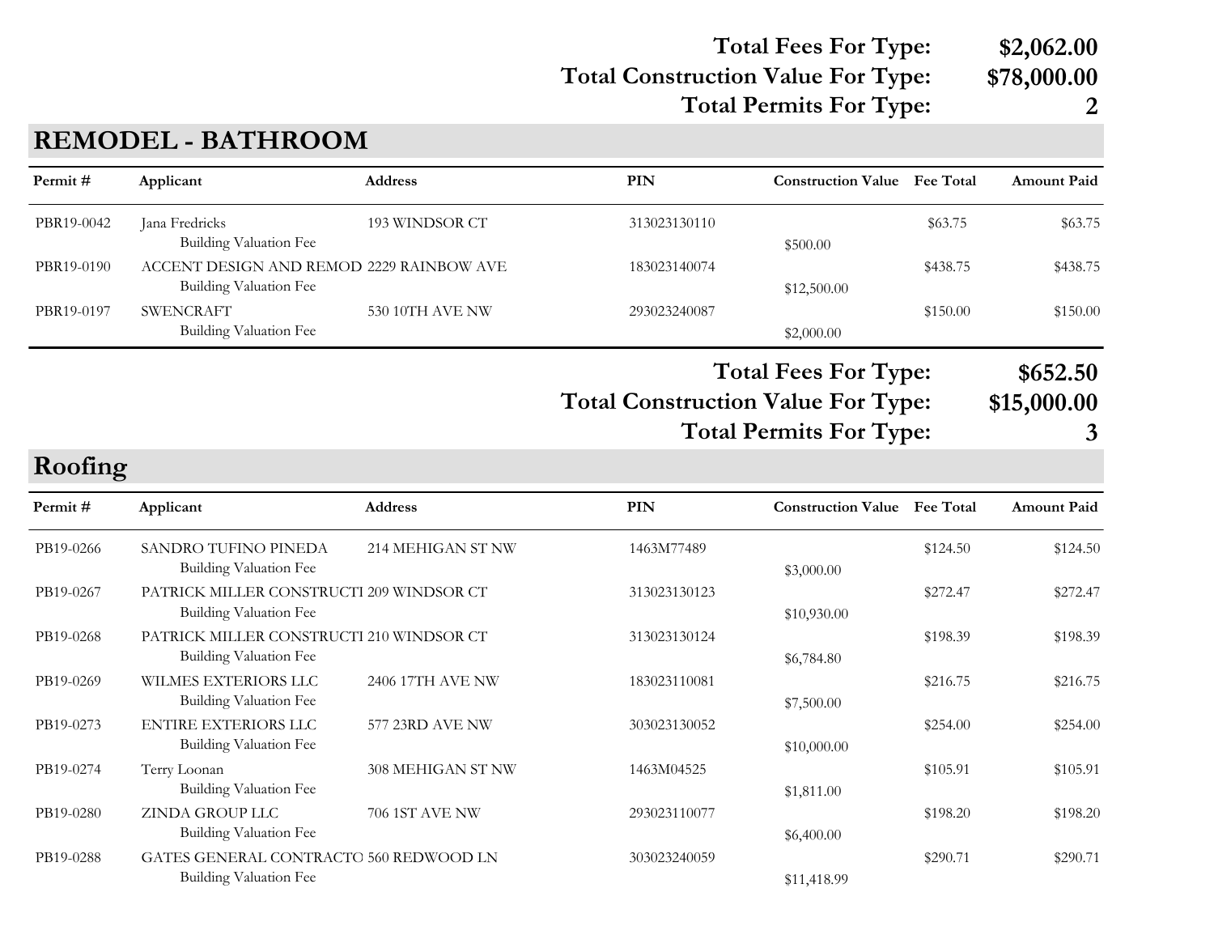**Total Fees For Type: $2,062.00**
**Total Construction Value For Type: $78,000.00**
**Total Permits For Type: 2**

## REMODEL - BATHROOM

| Permit # | Applicant | Address | PIN | Construction Value | Fee Total | Amount Paid |
|---|---|---|---|---|---|---|
| PBR19-0042 | Jana Fredricks | 193 WINDSOR CT | 313023130110 | | $63.75 | $63.75 |
| | Building Valuation Fee | | | $500.00 | | |
| PBR19-0190 | ACCENT DESIGN AND REMOD | 2229 RAINBOW AVE | 183023140074 | | $438.75 | $438.75 |
| | Building Valuation Fee | | | $12,500.00 | | |
| PBR19-0197 | SWENCRAFT | 530 10TH AVE NW | 293023240087 | | $150.00 | $150.00 |
| | Building Valuation Fee | | | $2,000.00 | | |

**Total Fees For Type: $652.50**
**Total Construction Value For Type: $15,000.00**
**Total Permits For Type: 3**

## Roofing

| Permit # | Applicant | Address | PIN | Construction Value | Fee Total | Amount Paid |
|---|---|---|---|---|---|---|
| PB19-0266 | SANDRO TUFINO PINEDA | 214 MEHIGAN ST NW | 1463M77489 | | $124.50 | $124.50 |
| | Building Valuation Fee | | | $3,000.00 | | |
| PB19-0267 | PATRICK MILLER CONSTRUCTI | 209 WINDSOR CT | 313023130123 | | $272.47 | $272.47 |
| | Building Valuation Fee | | | $10,930.00 | | |
| PB19-0268 | PATRICK MILLER CONSTRUCTI | 210 WINDSOR CT | 3130230130124 | | $198.39 | $198.39 |
| | Building Valuation Fee | | | $6,784.80 | | |
| PB19-0269 | WILMES EXTERIORS LLC | 2406 17TH AVE NW | 183023110081 | | $216.75 | $216.75 |
| | Building Valuation Fee | | | $7,500.00 | | |
| PB19-0273 | ENTIRE EXTERIORS LLC | 577 23RD AVE NW | 303023130052 | | $254.00 | $254.00 |
| | Building Valuation Fee | | | $10,000.00 | | |
| PB19-0274 | Terry Loonan | 308 MEHIGAN ST NW | 1463M04525 | | $105.91 | $105.91 |
| | Building Valuation Fee | | | $1,811.00 | | |
| PB19-0280 | ZINDA GROUP LLC | 706 1ST AVE NW | 293023110077 | | $198.20 | $198.20 |
| | Building Valuation Fee | | | $6,400.00 | | |
| PB19-0288 | GATES GENERAL CONTRACTO | 560 REDWOOD LN | 303023240059 | | $290.71 | $290.71 |
| | Building Valuation Fee | | | $11,418.99 | | |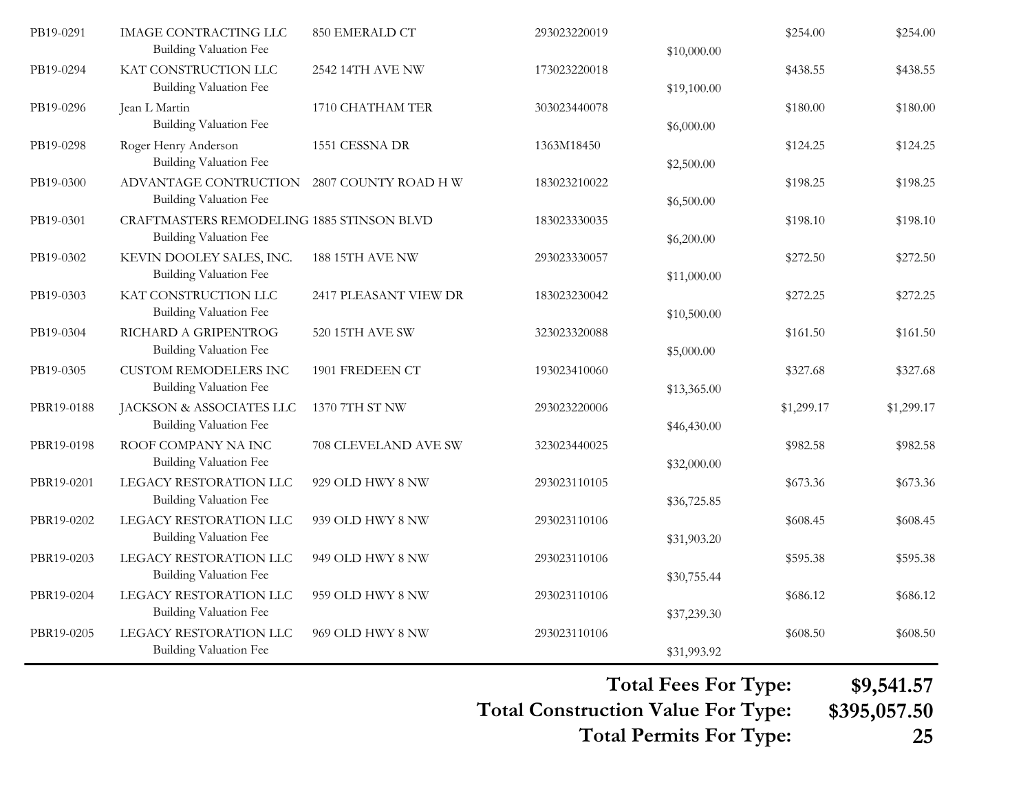| | | | | | | |
|---|---|---|---|---|---|---|
| PB19-0291 | IMAGE CONTRACTING LLC | 850 EMERALD CT | 293023220019 | | $254.00 | $254.00 |
| | Building Valuation Fee | | | $10,000.00 | | |
| PB19-0294 | KAT CONSTRUCTION LLC | 2542 14TH AVE NW | 173023220018 | | $438.55 | $438.55 |
| | Building Valuation Fee | | | $19,100.00 | | |
| PB19-0296 | Jean L Martin | 1710 CHATHAM TER | 303023440078 | | $180.00 | $180.00 |
| | Building Valuation Fee | | | $6,000.00 | | |
| PB19-0298 | Roger Henry Anderson | 1551 CESSNA DR | 1363M18450 | | $124.25 | $124.25 |
| | Building Valuation Fee | | | $2,500.00 | | |
| PB19-0300 | ADVANTAGE CONTRUCTION | 2807 COUNTY ROAD H W | 183023210022 | | $198.25 | $198.25 |
| | Building Valuation Fee | | | $6,500.00 | | |
| PB19-0301 | CRAFTMASTERS REMODELING | 1885 STINSON BLVD | 183023330035 | | $198.10 | $198.10 |
| | Building Valuation Fee | | | $6,200.00 | | |
| PB19-0302 | KEVIN DOOLEY SALES, INC. | 188 15TH AVE NW | 293023330057 | | $272.50 | $272.50 |
| | Building Valuation Fee | | | $11,000.00 | | |
| PB19-0303 | KAT CONSTRUCTION LLC | 2417 PLEASANT VIEW DR | 183023230042 | | $272.25 | $272.25 |
| | Building Valuation Fee | | | $10,500.00 | | |
| PB19-0304 | RICHARD A GRIPENTROG | 520 15TH AVE SW | 323023320088 | | $161.50 | $161.50 |
| | Building Valuation Fee | | | $5,000.00 | | |
| PB19-0305 | CUSTOM REMODELERS INC | 1901 FREDEEN CT | 193023410060 | | $327.68 | $327.68 |
| | Building Valuation Fee | | | $13,365.00 | | |
| PBR19-0188 | JACKSON & ASSOCIATES LLC | 1370 7TH ST NW | 293023220006 | | $1,299.17 | $1,299.17 |
| | Building Valuation Fee | | | $46,430.00 | | |
| PBR19-0198 | ROOF COMPANY NA INC | 708 CLEVELAND AVE SW | 323023440025 | | $982.58 | $982.58 |
| | Building Valuation Fee | | | $32,000.00 | | |
| PBR19-0201 | LEGACY RESTORATION LLC | 929 OLD HWY 8 NW | 293023110105 | | $673.36 | $673.36 |
| | Building Valuation Fee | | | $36,725.85 | | |
| PBR19-0202 | LEGACY RESTORATION LLC | 939 OLD HWY 8 NW | 293023110106 | | $608.45 | $608.45 |
| | Building Valuation Fee | | | $31,903.20 | | |
| PBR19-0203 | LEGACY RESTORATION LLC | 949 OLD HWY 8 NW | 293023110106 | | $595.38 | $595.38 |
| | Building Valuation Fee | | | $30,755.44 | | |
| PBR19-0204 | LEGACY RESTORATION LLC | 959 OLD HWY 8 NW | 293023110106 | | $686.12 | $686.12 |
| | Building Valuation Fee | | | $37,239.30 | | |
| PBR19-0205 | LEGACY RESTORATION LLC | 969 OLD HWY 8 NW | 293023110106 | | $608.50 | $608.50 |
| | Building Valuation Fee | | | $31,993.92 | | |

**Total Fees For Type: $9,541.57**

**Total Construction Value For Type: $395,057.50**

**Total Permits For Type: 25**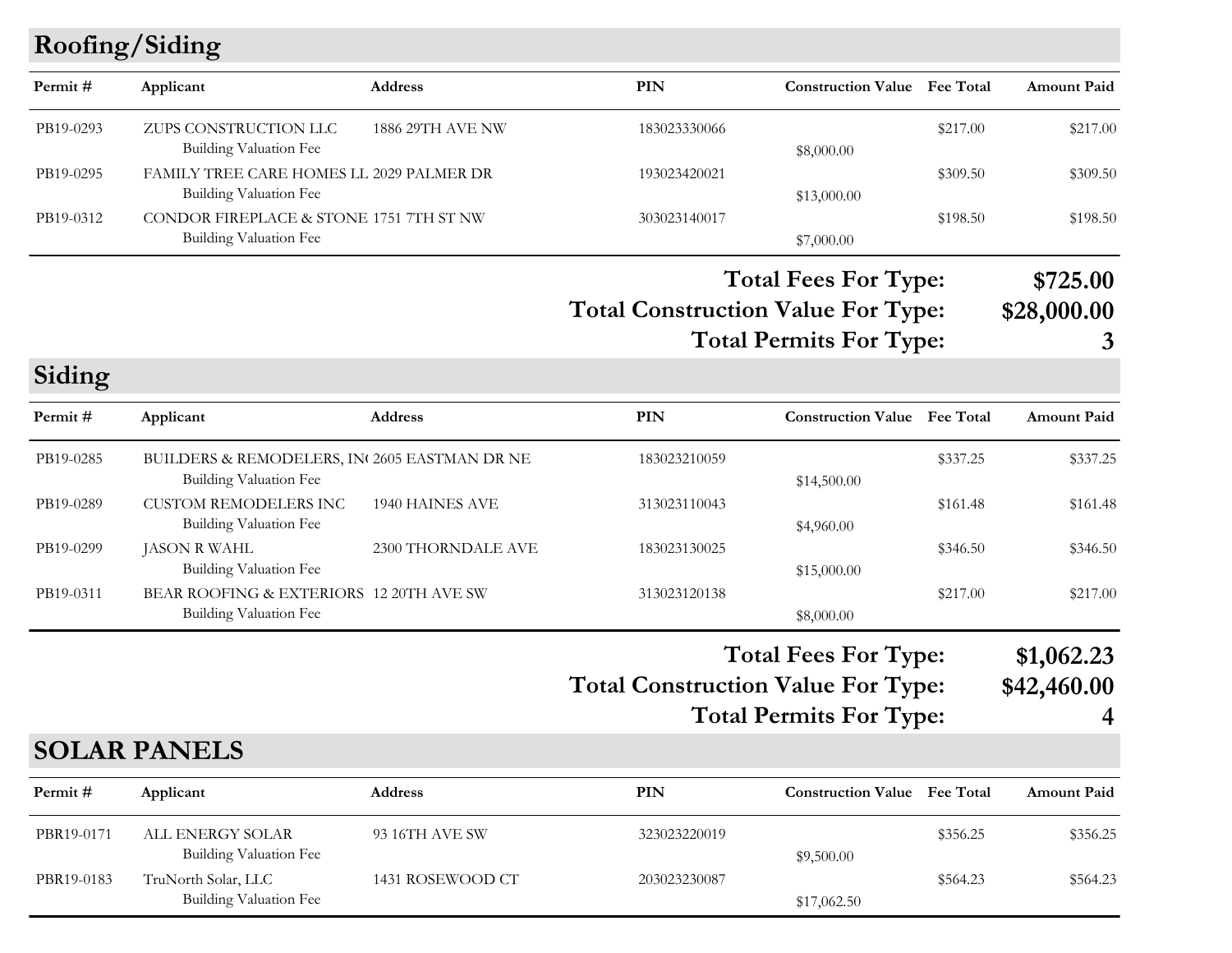## Roofing/Siding

| Permit # | Applicant | Address | PIN | Construction Value | Fee Total | Amount Paid |
|---|---|---|---|---|---|---|
| PB19-0293 | ZUPS CONSTRUCTION LLC | 1886 29TH AVE NW | 183023330066 | | $217.00 | $217.00 |
| | Building Valuation Fee | | | $8,000.00 | | |
| PB19-0295 | FAMILY TREE CARE HOMES LL | 2029 PALMER DR | 193023420021 | | $309.50 | $309.50 |
| | Building Valuation Fee | | | $13,000.00 | | |
| PB19-0312 | CONDOR FIREPLACE & STONE | 1751 7TH ST NW | 303023140017 | | $198.50 | $198.50 |
| | Building Valuation Fee | | | $7,000.00 | | |

**Total Fees For Type: $725.00**

**Total Construction Value For Type: $28,000.00**

**Total Permits For Type: 3**

## Siding

| Permit # | Applicant | Address | PIN | Construction Value | Fee Total | Amount Paid |
|---|---|---|---|---|---|---|
| PB19-0285 | BUILDERS & REMODELERS, IN | 2605 EASTMAN DR NE | 183023210059 | | $337.25 | $337.25 |
| | Building Valuation Fee | | | $14,500.00 | | |
| PB19-0289 | CUSTOM REMODELERS INC | 1940 HAINES AVE | 313023110043 | | $161.48 | $161.48 |
| | Building Valuation Fee | | | $4,960.00 | | |
| PB19-0299 | JASON R WAHL | 2300 THORNDALE AVE | 183023130025 | | $346.50 | $346.50 |
| | Building Valuation Fee | | | $15,000.00 | | |
| PB19-0311 | BEAR ROOFING & EXTERIORS | 12 20TH AVE SW | 313023120138 | | $217.00 | $217.00 |
| | Building Valuation Fee | | | $8,000.00 | | |

**Total Fees For Type: $1,062.23**

**Total Construction Value For Type: $42,460.00**

**Total Permits For Type: 4**

## SOLAR PANELS

| Permit # | Applicant | Address | PIN | Construction Value | Fee Total | Amount Paid |
|---|---|---|---|---|---|---|
| PBR19-0171 | ALL ENERGY SOLAR | 93 16TH AVE SW | 323023220019 | | $356.25 | $356.25 |
| | Building Valuation Fee | | | $9,500.00 | | |
| PBR19-0183 | TruNorth Solar, LLC | 1431 ROSEWOOD CT | 203023230087 | | $564.23 | $564.23 |
| | Building Valuation Fee | | | $17,062.50 | | |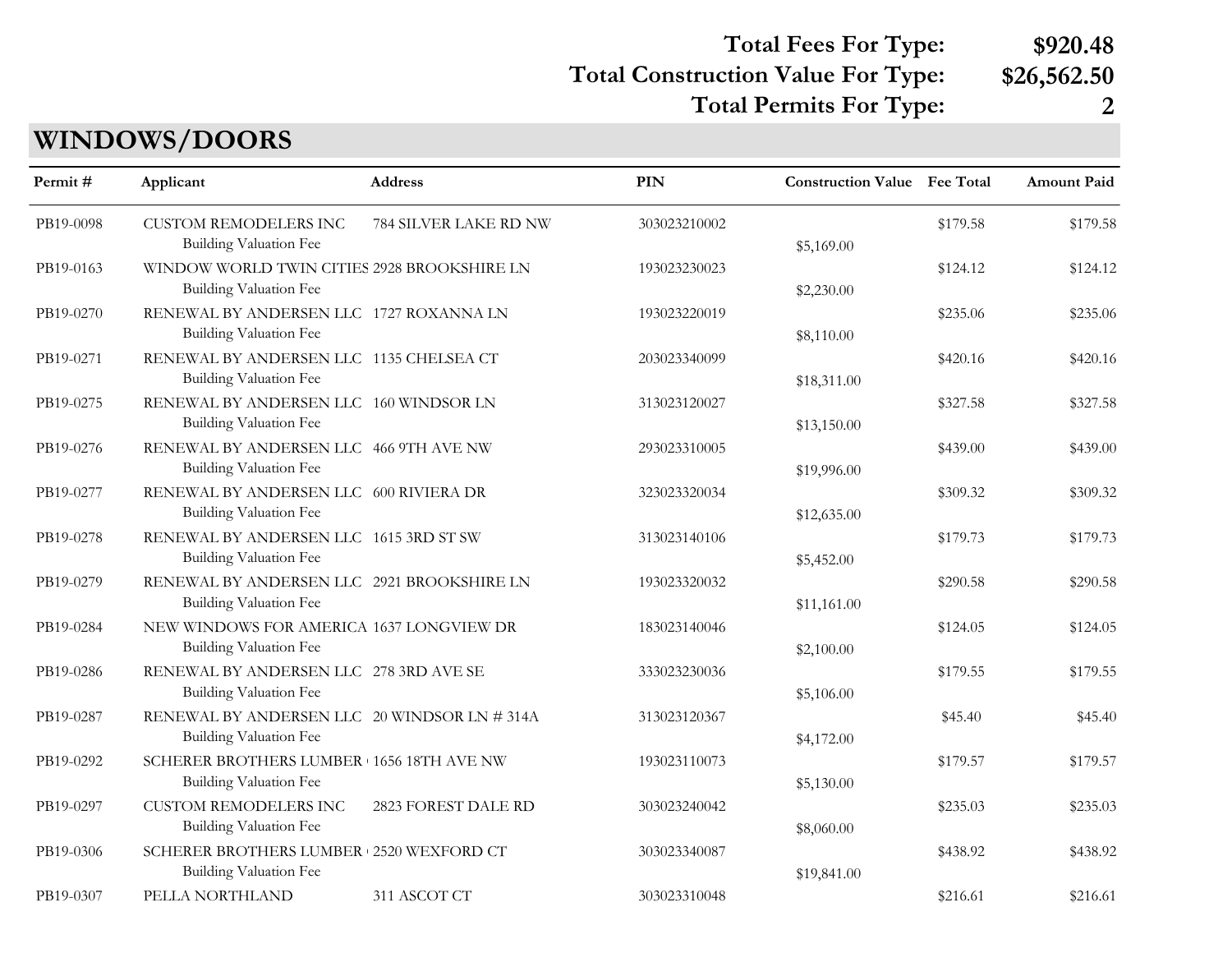**Total Fees For Type: $920.48**
**Total Construction Value For Type: $26,562.50**
**Total Permits For Type: 2**

## WINDOWS/DOORS

| Permit # | Applicant | Address | PIN | Construction Value | Fee Total | Amount Paid |
|---|---|---|---|---|---|---|
| PB19-0098 | CUSTOM REMODELERS INC | 784 SILVER LAKE RD NW | 303023210002 | | $179.58 | $179.58 |
| | Building Valuation Fee | | | $5,169.00 | | |
| PB19-0163 | WINDOW WORLD TWIN CITIES | 2928 BROOKSHIRE LN | 193023230023 | | $124.12 | $124.12 |
| | Building Valuation Fee | | | $2,230.00 | | |
| PB19-0270 | RENEWAL BY ANDERSEN LLC | 1727 ROXANNA LN | 193023220019 | | $235.06 | $235.06 |
| | Building Valuation Fee | | | $8,110.00 | | |
| PB19-0271 | RENEWAL BY ANDERSEN LLC | 1135 CHELSEA CT | 203023340099 | | $420.16 | $420.16 |
| | Building Valuation Fee | | | $18,311.00 | | |
| PB19-0275 | RENEWAL BY ANDERSEN LLC | 160 WINDSOR LN | 313023120027 | | $327.58 | $327.58 |
| | Building Valuation Fee | | | $13,150.00 | | |
| PB19-0276 | RENEWAL BY ANDERSEN LLC | 466 9TH AVE NW | 293023310005 | | $439.00 | $439.00 |
| | Building Valuation Fee | | | $19,996.00 | | |
| PB19-0277 | RENEWAL BY ANDERSEN LLC | 600 RIVIERA DR | 323023320034 | | $309.32 | $309.32 |
| | Building Valuation Fee | | | $12,635.00 | | |
| PB19-0278 | RENEWAL BY ANDERSEN LLC | 1615 3RD ST SW | 313023140106 | | $179.73 | $179.73 |
| | Building Valuation Fee | | | $5,452.00 | | |
| PB19-0279 | RENEWAL BY ANDERSEN LLC | 2921 BROOKSHIRE LN | 193023320032 | | $290.58 | $290.58 |
| | Building Valuation Fee | | | $11,161.00 | | |
| PB19-0284 | NEW WINDOWS FOR AMERICA | 1637 LONGVIEW DR | 183023140046 | | $124.05 | $124.05 |
| | Building Valuation Fee | | | $2,100.00 | | |
| PB19-0286 | RENEWAL BY ANDERSEN LLC | 278 3RD AVE SE | 333023230036 | | $179.55 | $179.55 |
| | Building Valuation Fee | | | $5,106.00 | | |
| PB19-0287 | RENEWAL BY ANDERSEN LLC | 20 WINDSOR LN # 314A | 313023120367 | | $45.40 | $45.40 |
| | Building Valuation Fee | | | $4,172.00 | | |
| PB19-0292 | SCHERER BROTHERS LUMBER | 1656 18TH AVE NW | 193023110073 | | $179.57 | $179.57 |
| | Building Valuation Fee | | | $5,130.00 | | |
| PB19-0297 | CUSTOM REMODELERS INC | 2823 FOREST DALE RD | 303023240042 | | $235.03 | $235.03 |
| | Building Valuation Fee | | | $8,060.00 | | |
| PB19-0306 | SCHERER BROTHERS LUMBER | 2520 WEXFORD CT | 303023340087 | | $438.92 | $438.92 |
| | Building Valuation Fee | | | $19,841.00 | | |
| PB19-0307 | PELLA NORTHLAND | 311 ASCOT CT | 303023310048 | | $216.61 | $216.61 |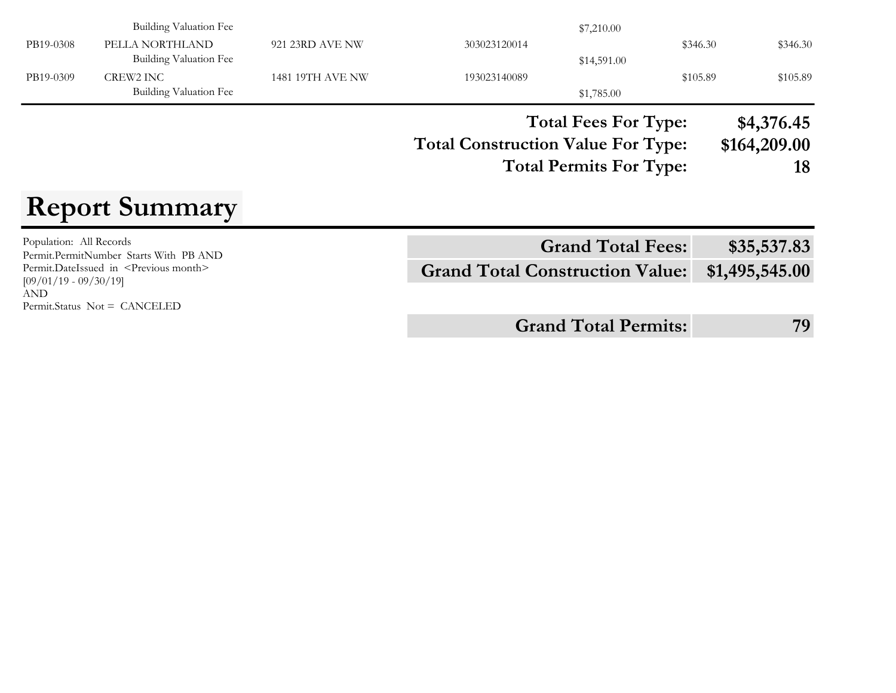| | | | | | | |
|---|---|---|---|---|---|---|
| | Building Valuation Fee | | | $7,210.00 | | |
| PB19-0308 | PELLA NORTHLAND | 921 23RD AVE NW | 303023120014 | | $346.30 | $346.30 |
| | Building Valuation Fee | | | $14,591.00 | | |
| PB19-0309 | CREW2 INC | 1481 19TH AVE NW | 193023140089 | | $105.89 | $105.89 |
| | Building Valuation Fee | | | $1,785.00 | | |

**Total Fees For Type:** **$4,376.45**

**Total Construction Value For Type:** **$164,209.00**

**Total Permits For Type:** **18**

# Report Summary

Population: All Records
Permit.PermitNumber Starts With PB AND
Permit.DateIssued in <Previous month>
[09/01/19 - 09/30/19]
AND
Permit.Status Not = CANCELED

| | |
|---|---|
| **Grand Total Fees:** | **$35,537.83** |
| **Grand Total Construction Value:** | **$1,495,545.00** |
| **Grand Total Permits:** | **79** |